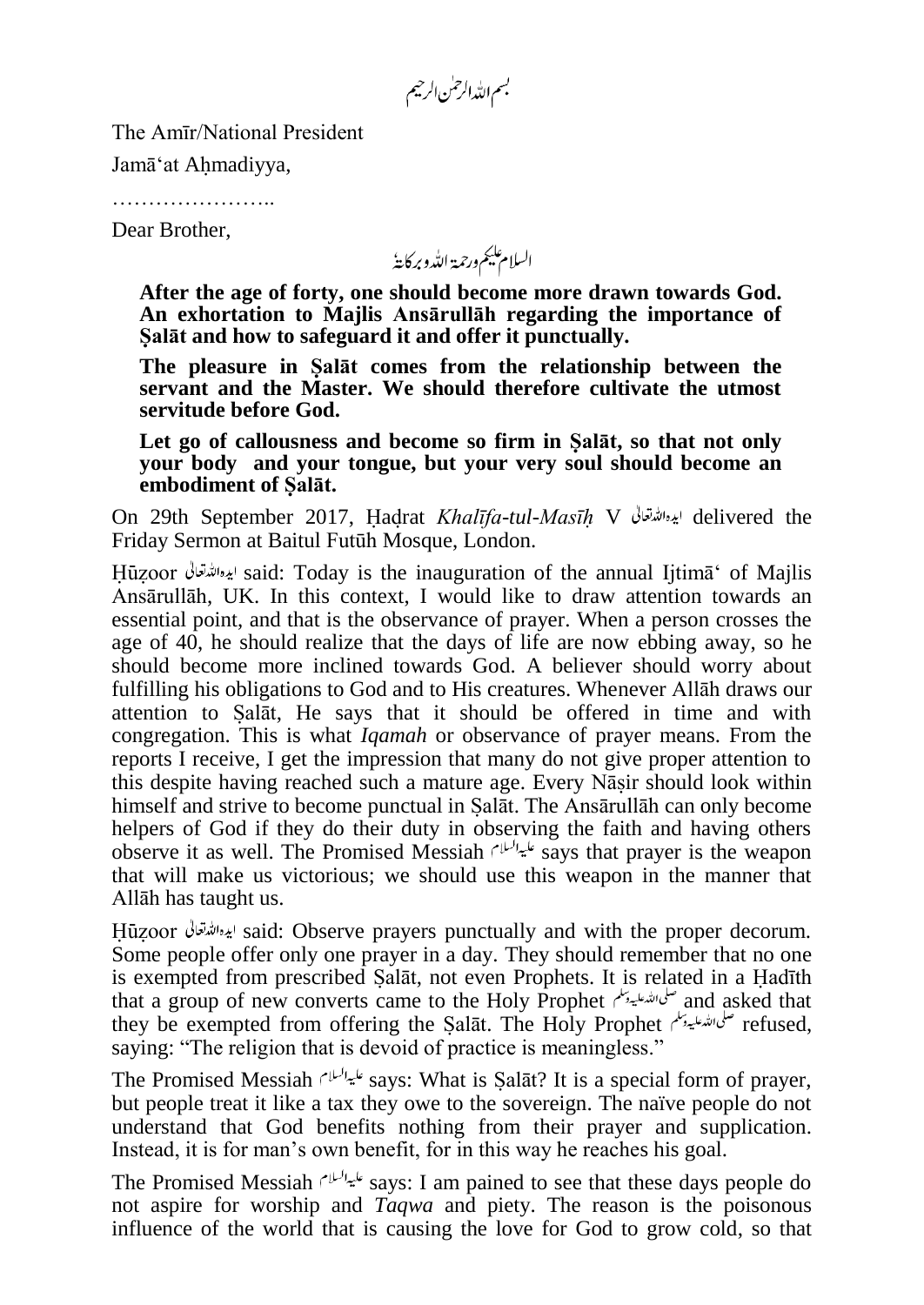بسم اللہ الرحمٰن الرحیم

The Amīr/National President

Jamā'at Aḥmadiyya,

……………………..

Dear Brother,

السلام علیکم ورحمۃ اللہ وبرکاتہٗ

**After the age of forty, one should become more drawn towards God. An exhortation to Majlis Ansārullāh regarding the importance of Ṣalāt and how to safeguard it and offer it punctually.**

**The pleasure in Ṣalāt comes from the relationship between the servant and the Master. We should therefore cultivate the utmost servitude before God.**

**Let go of callousness and become so firm in Ṣalāt, so that not only your body and your tongue, but your very soul should become an embodiment of Ṣalāt.**

On 29th September 2017, Ḥaḍrat *Khalīfa-tul-Masīḥ* V ایدہ اللہ تعالیٰ delivered the Friday Sermon at Baitul Futūh Mosque, London.

Ḥūẓoor ایدہ اللہ تعالیٰ said: Today is the inauguration of the annual Ijtimā' of Majlis Ansārullāh, UK. In this context, I would like to draw attention towards an essential point, and that is the observance of prayer. When a person crosses the age of 40, he should realize that the days of life are now ebbing away, so he should become more inclined towards God. A believer should worry about fulfilling his obligations to God and to His creatures. Whenever Allāh draws our attention to Ṣalāt, He says that it should be offered in time and with congregation. This is what *Iqamah* or observance of prayer means. From the reports I receive, I get the impression that many do not give proper attention to this despite having reached such a mature age. Every Nāṣir should look within himself and strive to become punctual in Ṣalāt. The Ansārullāh can only become helpers of God if they do their duty in observing the faith and having others observe it as well. The Promised Messiah علیہ السلام says that prayer is the weapon that will make us victorious; we should use this weapon in the manner that Allāh has taught us.

Ḥūẓoor ایدہ اللہ تعالیٰ said: Observe prayers punctually and with the proper decorum. Some people offer only one prayer in a day. They should remember that no one is exempted from prescribed Ṣalāt, not even Prophets. It is related in a Ḥadīth that a group of new converts came to the Holy Prophet صلی اللہ علیہ وسلم and asked that they be exempted from offering the Ṣalāt. The Holy Prophet صلی اللہ علیہ وسلم refused, saying: "The religion that is devoid of practice is meaningless."

The Promised Messiah علیہ السلام says: What is Ṣalāt? It is a special form of prayer, but people treat it like a tax they owe to the sovereign. The naïve people do not understand that God benefits nothing from their prayer and supplication. Instead, it is for man's own benefit, for in this way he reaches his goal.

The Promised Messiah علیہ السلام says: I am pained to see that these days people do not aspire for worship and *Taqwa* and piety. The reason is the poisonous influence of the world that is causing the love for God to grow cold, so that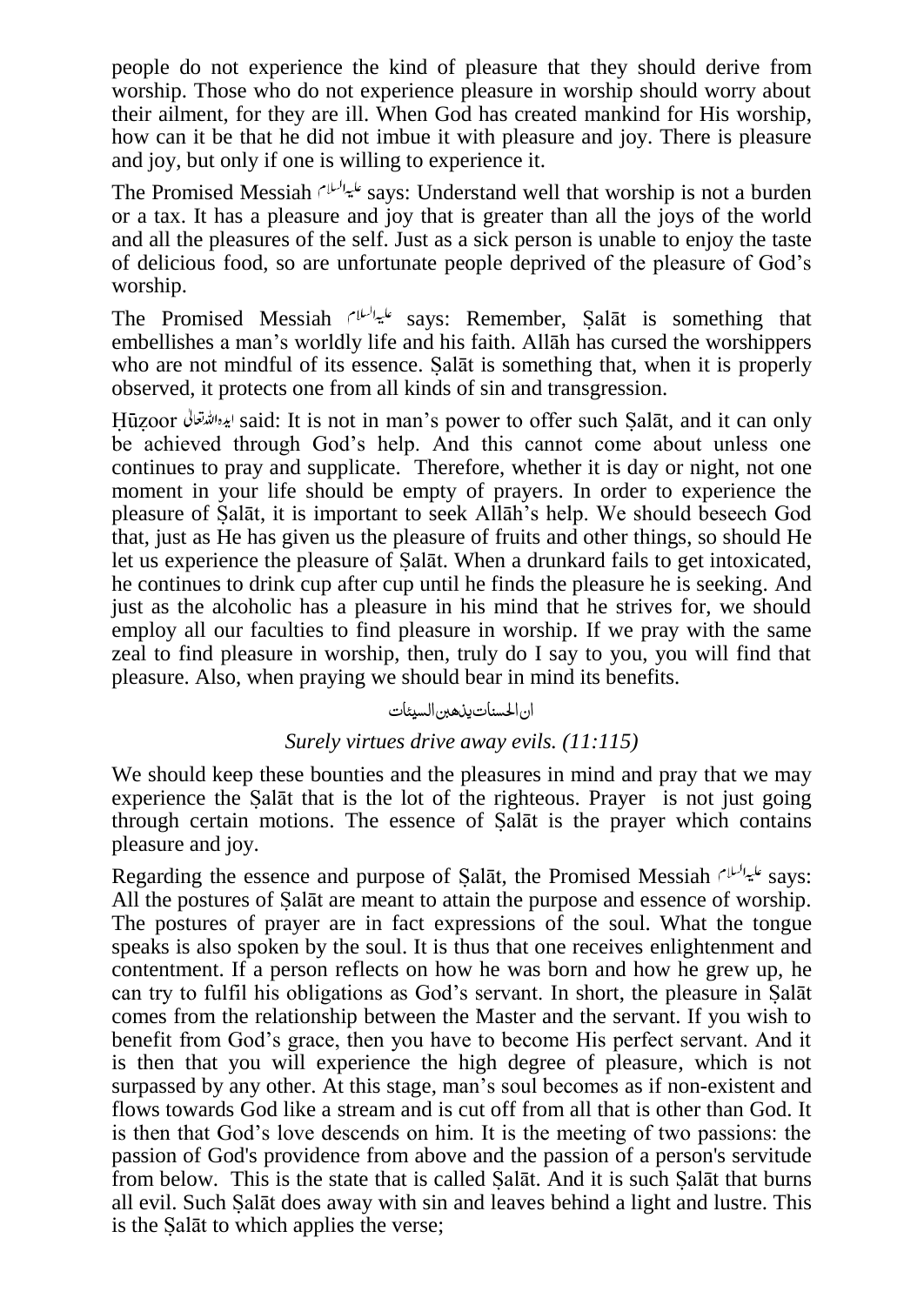people do not experience the kind of pleasure that they should derive from worship. Those who do not experience pleasure in worship should worry about their ailment, for they are ill. When God has created mankind for His worship, how can it be that he did not imbue it with pleasure and joy. There is pleasure and joy, but only if one is willing to experience it.

The Promised Messiah عليه السلام says: Understand well that worship is not a burden or a tax. It has a pleasure and joy that is greater than all the joys of the world and all the pleasures of the self. Just as a sick person is unable to enjoy the taste of delicious food, so are unfortunate people deprived of the pleasure of God's worship.

The Promised Messiah عليه السلام says: Remember, Ṣalāt is something that embellishes a man's worldly life and his faith. Allāh has cursed the worshippers who are not mindful of its essence. Ṣalāt is something that, when it is properly observed, it protects one from all kinds of sin and transgression.

Ḥūẓoor ايده الله تعالىٰ said: It is not in man's power to offer such Ṣalāt, and it can only be achieved through God's help. And this cannot come about unless one continues to pray and supplicate. Therefore, whether it is day or night, not one moment in your life should be empty of prayers. In order to experience the pleasure of Ṣalāt, it is important to seek Allāh's help. We should beseech God that, just as He has given us the pleasure of fruits and other things, so should He let us experience the pleasure of Ṣalāt. When a drunkard fails to get intoxicated, he continues to drink cup after cup until he finds the pleasure he is seeking. And just as the alcoholic has a pleasure in his mind that he strives for, we should employ all our faculties to find pleasure in worship. If we pray with the same zeal to find pleasure in worship, then, truly do I say to you, you will find that pleasure. Also, when praying we should bear in mind its benefits.

ان الحسنات يذهبن السيئات

*Surely virtues drive away evils. (11:115)*

We should keep these bounties and the pleasures in mind and pray that we may experience the Ṣalāt that is the lot of the righteous. Prayer is not just going through certain motions. The essence of Ṣalāt is the prayer which contains pleasure and joy.

Regarding the essence and purpose of Ṣalāt, the Promised Messiah عليه السلام says: All the postures of Ṣalāt are meant to attain the purpose and essence of worship. The postures of prayer are in fact expressions of the soul. What the tongue speaks is also spoken by the soul. It is thus that one receives enlightenment and contentment. If a person reflects on how he was born and how he grew up, he can try to fulfil his obligations as God's servant. In short, the pleasure in Ṣalāt comes from the relationship between the Master and the servant. If you wish to benefit from God's grace, then you have to become His perfect servant. And it is then that you will experience the high degree of pleasure, which is not surpassed by any other. At this stage, man's soul becomes as if non-existent and flows towards God like a stream and is cut off from all that is other than God. It is then that God's love descends on him. It is the meeting of two passions: the passion of God's providence from above and the passion of a person's servitude from below. This is the state that is called Ṣalāt. And it is such Ṣalāt that burns all evil. Such Ṣalāt does away with sin and leaves behind a light and lustre. This is the Ṣalāt to which applies the verse;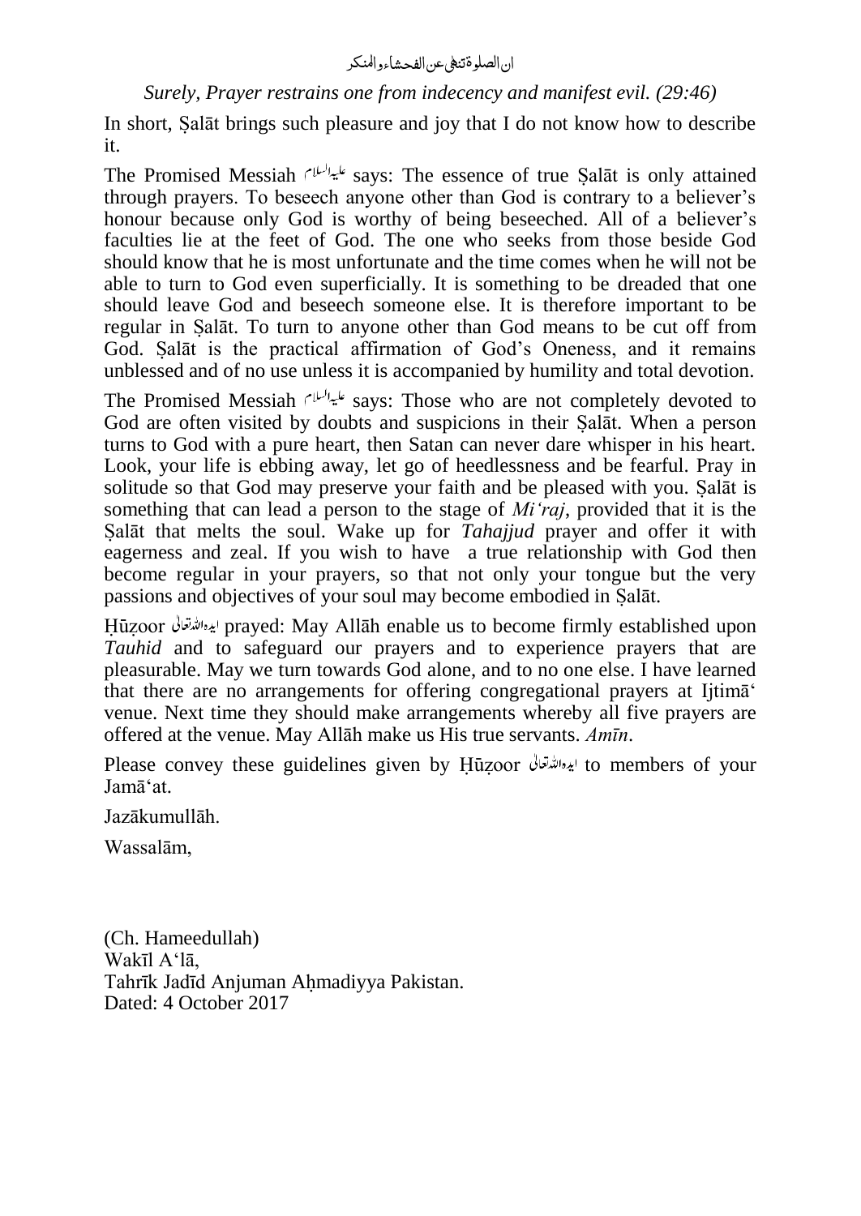ان الصلوۃ تنھی عن الفحشاء والمنکر

*Surely, Prayer restrains one from indecency and manifest evil. (29:46)*

In short, Ṣalāt brings such pleasure and joy that I do not know how to describe it.

The Promised Messiah علیہ السلام says: The essence of true Ṣalāt is only attained through prayers. To beseech anyone other than God is contrary to a believer's honour because only God is worthy of being beseeched. All of a believer's faculties lie at the feet of God. The one who seeks from those beside God should know that he is most unfortunate and the time comes when he will not be able to turn to God even superficially. It is something to be dreaded that one should leave God and beseech someone else. It is therefore important to be regular in Ṣalāt. To turn to anyone other than God means to be cut off from God. Ṣalāt is the practical affirmation of God's Oneness, and it remains unblessed and of no use unless it is accompanied by humility and total devotion.

The Promised Messiah علیہ السلام says: Those who are not completely devoted to God are often visited by doubts and suspicions in their Ṣalāt. When a person turns to God with a pure heart, then Satan can never dare whisper in his heart. Look, your life is ebbing away, let go of heedlessness and be fearful. Pray in solitude so that God may preserve your faith and be pleased with you. Ṣalāt is something that can lead a person to the stage of *Mi'raj*, provided that it is the Ṣalāt that melts the soul. Wake up for *Tahajjud* prayer and offer it with eagerness and zeal. If you wish to have a true relationship with God then become regular in your prayers, so that not only your tongue but the very passions and objectives of your soul may become embodied in Ṣalāt.

Ḥūẓoor ایدہ اللہ تعالیٰ prayed: May Allāh enable us to become firmly established upon *Tauhid* and to safeguard our prayers and to experience prayers that are pleasurable. May we turn towards God alone, and to no one else. I have learned that there are no arrangements for offering congregational prayers at Ijtimā' venue. Next time they should make arrangements whereby all five prayers are offered at the venue. May Allāh make us His true servants. *Amīn*.

Please convey these guidelines given by Ḥūẓoor ایدہ اللہ تعالیٰ to members of your Jamā'at.

Jazākumullāh.

Wassalām,

(Ch. Hameedullah)
Wakīl A'lā,
Tahrīk Jadīd Anjuman Aḥmadiyya Pakistan.
Dated: 4 October 2017